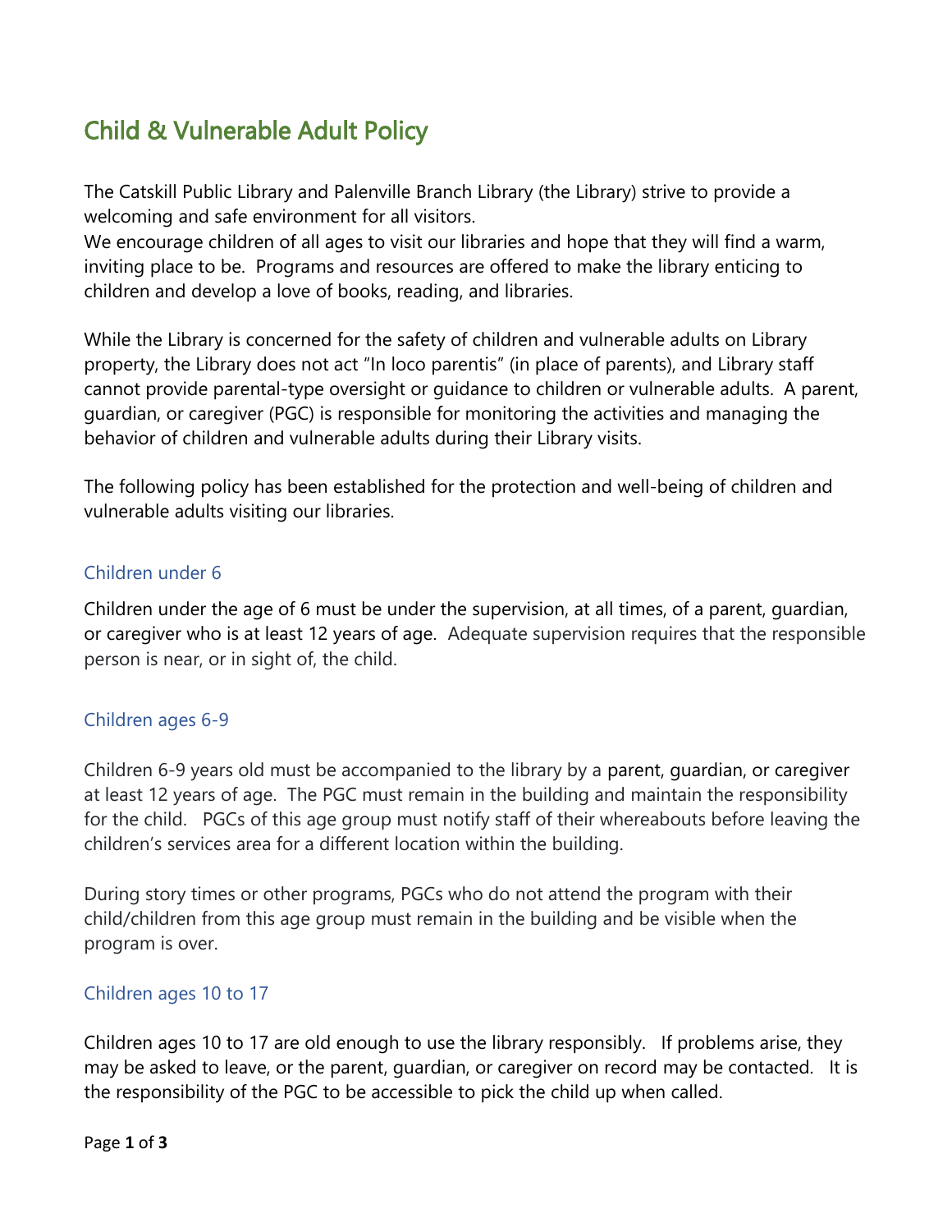# Child & Vulnerable Adult Policy

The Catskill Public Library and Palenville Branch Library (the Library) strive to provide a welcoming and safe environment for all visitors.
We encourage children of all ages to visit our libraries and hope that they will find a warm, inviting place to be. Programs and resources are offered to make the library enticing to children and develop a love of books, reading, and libraries.

While the Library is concerned for the safety of children and vulnerable adults on Library property, the Library does not act "In loco parentis" (in place of parents), and Library staff cannot provide parental-type oversight or guidance to children or vulnerable adults. A parent, guardian, or caregiver (PGC) is responsible for monitoring the activities and managing the behavior of children and vulnerable adults during their Library visits.

The following policy has been established for the protection and well-being of children and vulnerable adults visiting our libraries.

## Children under 6

Children under the age of 6 must be under the supervision, at all times, of a parent, guardian, or caregiver who is at least 12 years of age. Adequate supervision requires that the responsible person is near, or in sight of, the child.

## Children ages 6-9

Children 6-9 years old must be accompanied to the library by a parent, guardian, or caregiver at least 12 years of age. The PGC must remain in the building and maintain the responsibility for the child. PGCs of this age group must notify staff of their whereabouts before leaving the children's services area for a different location within the building.

During story times or other programs, PGCs who do not attend the program with their child/children from this age group must remain in the building and be visible when the program is over.

## Children ages 10 to 17

Children ages 10 to 17 are old enough to use the library responsibly. If problems arise, they may be asked to leave, or the parent, guardian, or caregiver on record may be contacted. It is the responsibility of the PGC to be accessible to pick the child up when called.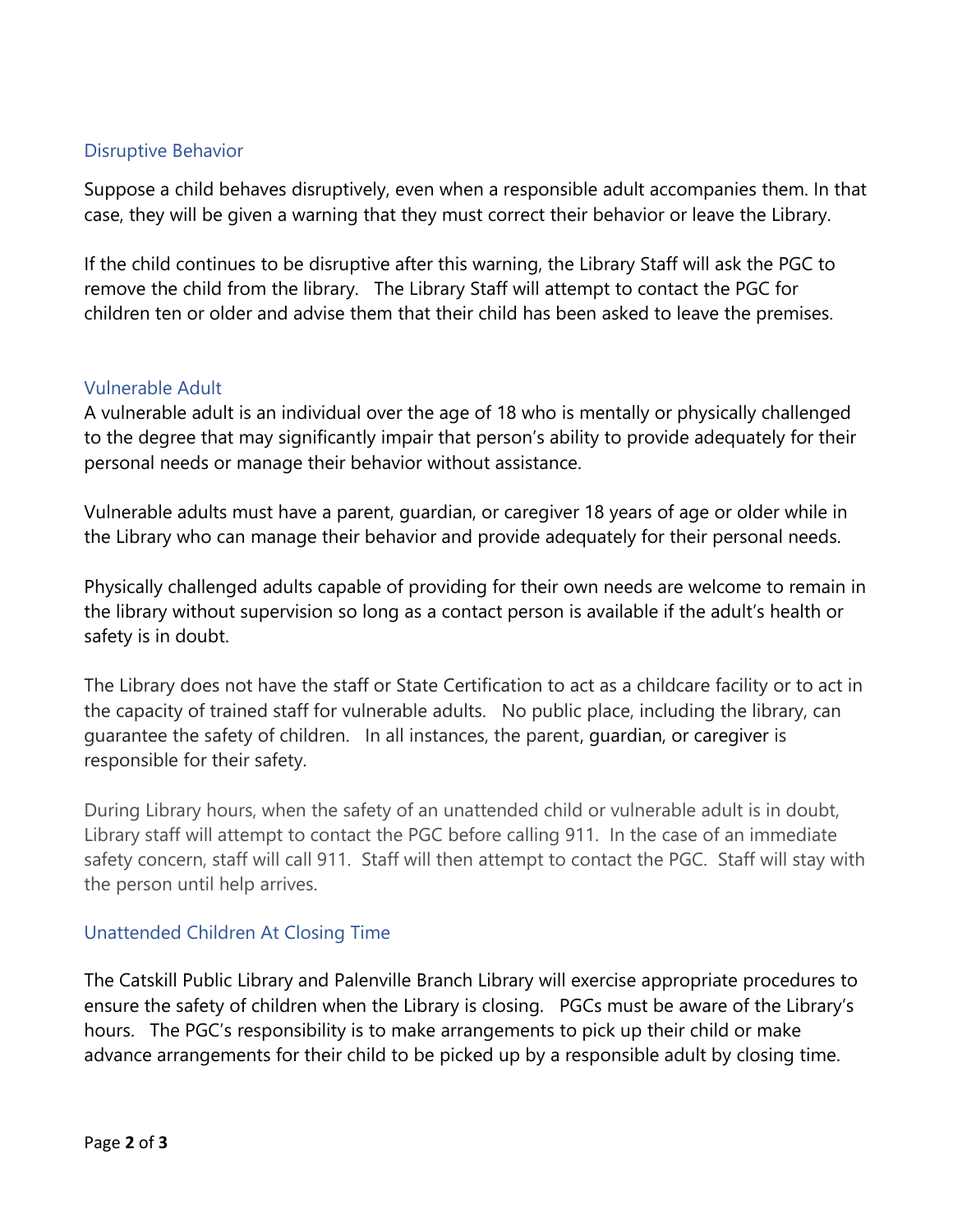## Disruptive Behavior

Suppose a child behaves disruptively, even when a responsible adult accompanies them. In that case, they will be given a warning that they must correct their behavior or leave the Library.

If the child continues to be disruptive after this warning, the Library Staff will ask the PGC to remove the child from the library. The Library Staff will attempt to contact the PGC for children ten or older and advise them that their child has been asked to leave the premises.

## Vulnerable Adult

A vulnerable adult is an individual over the age of 18 who is mentally or physically challenged to the degree that may significantly impair that person's ability to provide adequately for their personal needs or manage their behavior without assistance.

Vulnerable adults must have a parent, guardian, or caregiver 18 years of age or older while in the Library who can manage their behavior and provide adequately for their personal needs.

Physically challenged adults capable of providing for their own needs are welcome to remain in the library without supervision so long as a contact person is available if the adult's health or safety is in doubt.

The Library does not have the staff or State Certification to act as a childcare facility or to act in the capacity of trained staff for vulnerable adults. No public place, including the library, can guarantee the safety of children. In all instances, the parent, guardian, or caregiver is responsible for their safety.

During Library hours, when the safety of an unattended child or vulnerable adult is in doubt, Library staff will attempt to contact the PGC before calling 911. In the case of an immediate safety concern, staff will call 911. Staff will then attempt to contact the PGC. Staff will stay with the person until help arrives.

## Unattended Children At Closing Time

The Catskill Public Library and Palenville Branch Library will exercise appropriate procedures to ensure the safety of children when the Library is closing. PGCs must be aware of the Library's hours. The PGC's responsibility is to make arrangements to pick up their child or make advance arrangements for their child to be picked up by a responsible adult by closing time.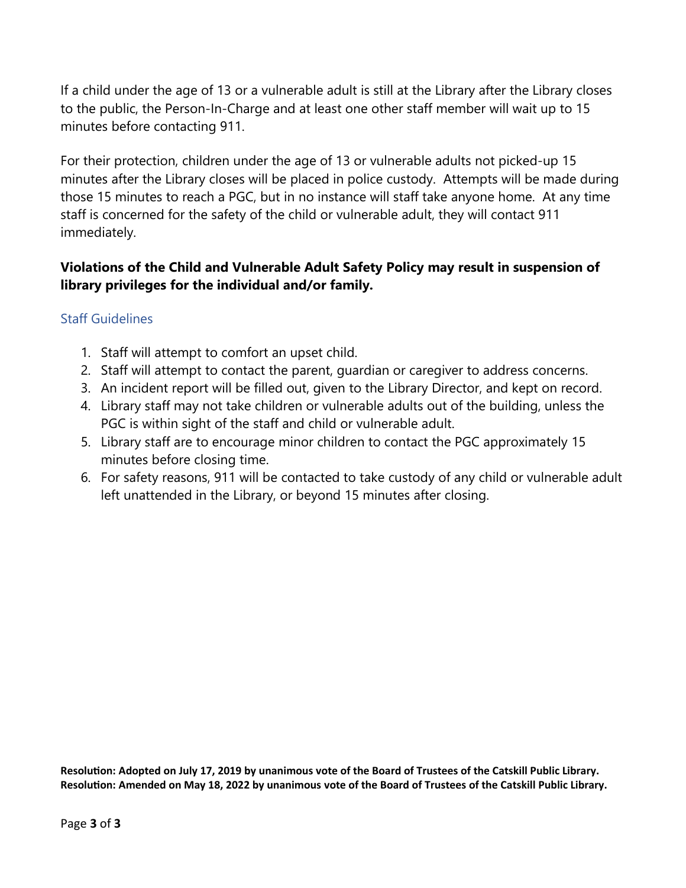If a child under the age of 13 or a vulnerable adult is still at the Library after the Library closes to the public, the Person-In-Charge and at least one other staff member will wait up to 15 minutes before contacting 911.

For their protection, children under the age of 13 or vulnerable adults not picked-up 15 minutes after the Library closes will be placed in police custody. Attempts will be made during those 15 minutes to reach a PGC, but in no instance will staff take anyone home. At any time staff is concerned for the safety of the child or vulnerable adult, they will contact 911 immediately.

**Violations of the Child and Vulnerable Adult Safety Policy may result in suspension of library privileges for the individual and/or family.**

## Staff Guidelines

1. Staff will attempt to comfort an upset child.
2. Staff will attempt to contact the parent, guardian or caregiver to address concerns.
3. An incident report will be filled out, given to the Library Director, and kept on record.
4. Library staff may not take children or vulnerable adults out of the building, unless the PGC is within sight of the staff and child or vulnerable adult.
5. Library staff are to encourage minor children to contact the PGC approximately 15 minutes before closing time.
6. For safety reasons, 911 will be contacted to take custody of any child or vulnerable adult left unattended in the Library, or beyond 15 minutes after closing.

**Resolution: Adopted on July 17, 2019 by unanimous vote of the Board of Trustees of the Catskill Public Library.**
**Resolution: Amended on May 18, 2022 by unanimous vote of the Board of Trustees of the Catskill Public Library.**